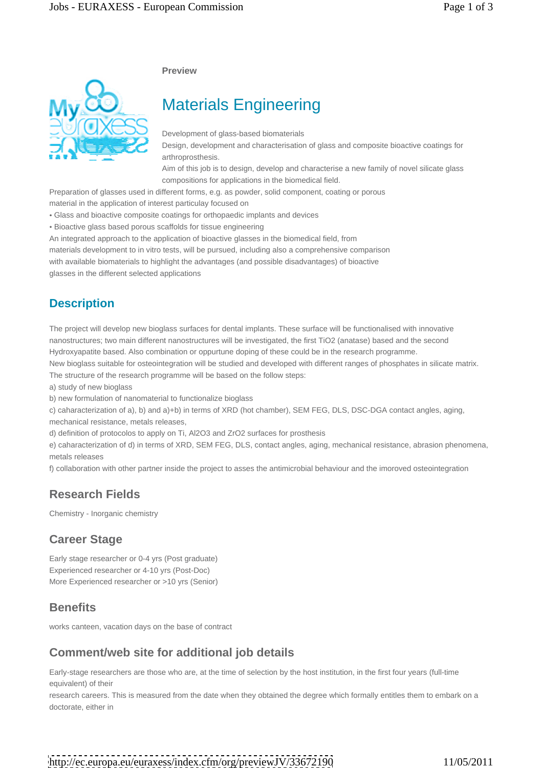Preview

# Materials Engineering

Development of glass-based biomaterials
Design, development and characterisation of glass and composite bioactive coatings for arthroprosthesis.
Aim of this job is to design, develop and characterise a new family of novel silicate glass compositions for applications in the biomedical field.
Preparation of glasses used in different forms, e.g. as powder, solid component, coating or porous material in the application of interest particulay focused on
• Glass and bioactive composite coatings for orthopaedic implants and devices
• Bioactive glass based porous scaffolds for tissue engineering
An integrated approach to the application of bioactive glasses in the biomedical field, from materials development to in vitro tests, will be pursued, including also a comprehensive comparison with available biomaterials to highlight the advantages (and possible disadvantages) of bioactive glasses in the different selected applications

## Description

The project will develop new bioglass surfaces for dental implants. These surface will be functionalised with innovative nanostructures; two main different nanostructures will be investigated, the first $TiO_2$ (anatase) based and the second Hydroxyapatite based. Also combination or oppurtune doping of these could be in the research programme.
New bioglass suitable for osteointegration will be studied and developed with different ranges of phosphates in silicate matrix.
The structure of the research programme will be based on the follow steps:
a) study of new bioglass
b) new formulation of nanomaterial to functionalize bioglass
c) caharacterization of a), b) and a)+b) in terms of XRD (hot chamber), SEM FEG, DLS, DSC-DGA contact angles, aging, mechanical resistance, metals releases,
d) definition of protocolos to apply on Ti, $Al_2O_3$ and $ZrO_2$ surfaces for prosthesis
e) caharacterization of d) in terms of XRD, SEM FEG, DLS, contact angles, aging, mechanical resistance, abrasion phenomena, metals releases
f) collaboration with other partner inside the project to asses the antimicrobial behaviour and the imoroved osteointegration

## Research Fields

Chemistry - Inorganic chemistry

## Career Stage

Early stage researcher or 0-4 yrs (Post graduate)
Experienced researcher or 4-10 yrs (Post-Doc)
More Experienced researcher or >10 yrs (Senior)

## Benefits

works canteen, vacation days on the base of contract

## Comment/web site for additional job details

Early-stage researchers are those who are, at the time of selection by the host institution, in the first four years (full-time equivalent) of their
research careers. This is measured from the date when they obtained the degree which formally entitles them to embark on a doctorate, either in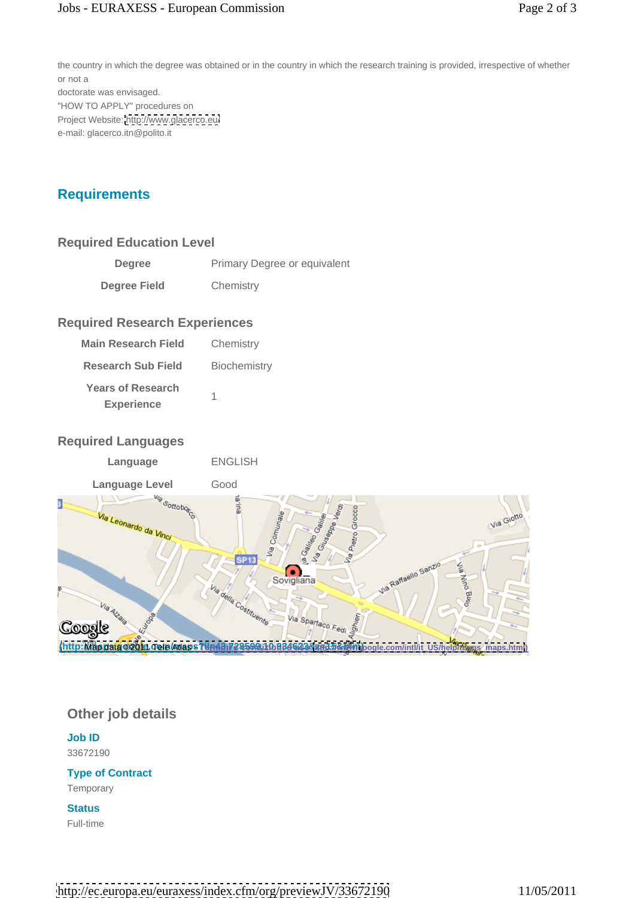the country in which the degree was obtained or in the country in which the research training is provided, irrespective of whether or not a
doctorate was envisaged.
"HOW TO APPLY" procedures on
Project Website: http://www.glacerco.eu/
e-mail: glacerco.itn@polito.it

## Requirements

### Required Education Level

| Degree | Primary Degree or equivalent |
|---|---|
| Degree Field | Chemistry |

### Required Research Experiences

| Main Research Field | Chemistry |
|---|---|
| Research Sub Field | Biochemistry |
| Years of Research Experience | 1 |

### Required Languages

| Language | ENGLISH |
|---|---|
| Language Level | Good |

### Other job details

**Job ID**
33672190

**Type of Contract**
Temporary

**Status**
Full-time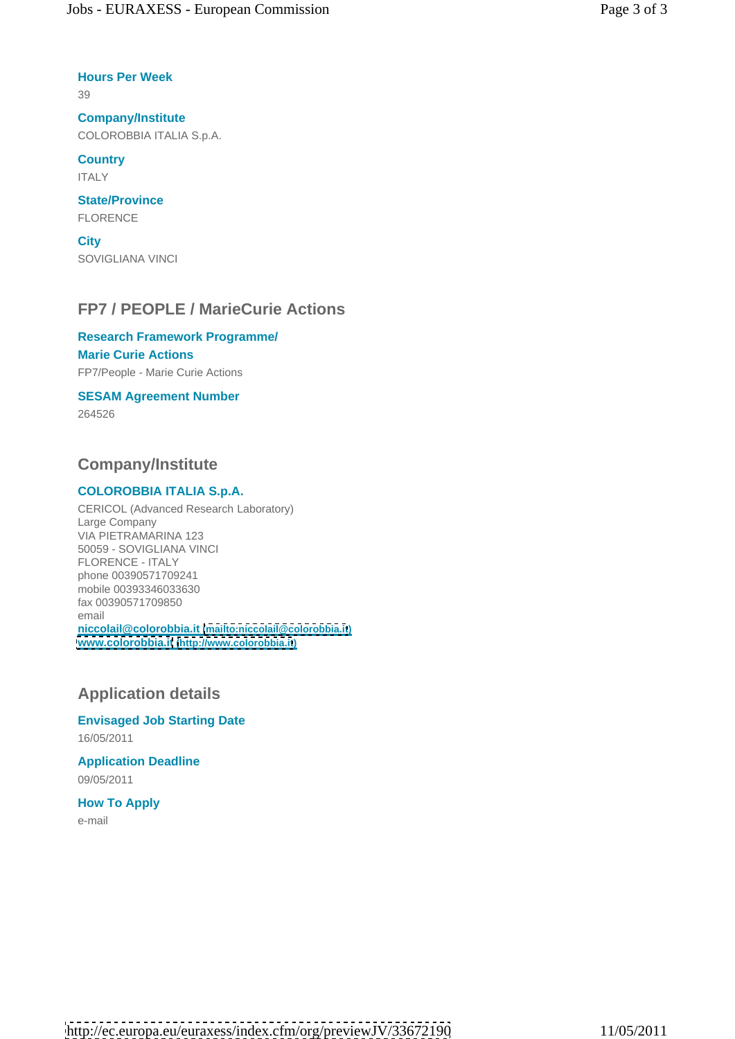**Hours Per Week**
39

**Company/Institute**
COLOROBBIA ITALIA S.p.A.

**Country**
ITALY

**State/Province**
FLORENCE

**City**
SOVIGLIANA VINCI

## FP7 / PEOPLE / MarieCurie Actions

**Research Framework Programme/ Marie Curie Actions**
FP7/People - Marie Curie Actions

**SESAM Agreement Number**
264526

## Company/Institute

**COLOROBBIA ITALIA S.p.A.**

CERICOL (Advanced Research Laboratory)
Large Company
VIA PIETRAMARINA 123
50059 - SOVIGLIANA VINCI
FLORENCE - ITALY
phone 00390571709241
mobile 00393346033630
fax 00390571709850
email
niccolail@colorobbia.it (mailto:niccolail@colorobbia.it)
www.colorobbia.it (http://www.colorobbia.it)

## Application details

**Envisaged Job Starting Date**
16/05/2011

**Application Deadline**
09/05/2011

**How To Apply**
e-mail